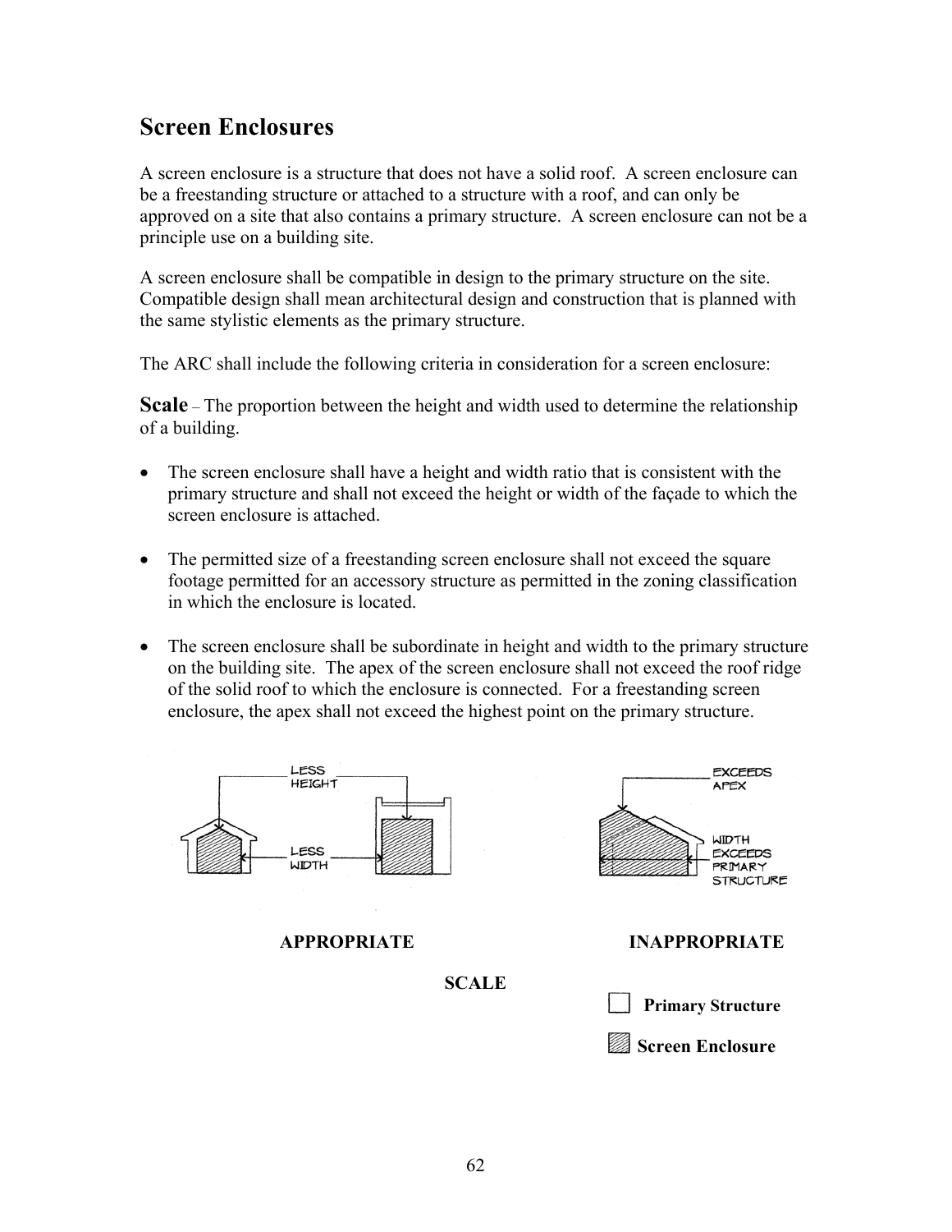## Screen Enclosures

A screen enclosure is a structure that does not have a solid roof. A screen enclosure can be a freestanding structure or attached to a structure with a roof, and can only be approved on a site that also contains a primary structure. A screen enclosure can not be a principle use on a building site.

A screen enclosure shall be compatible in design to the primary structure on the site. Compatible design shall mean architectural design and construction that is planned with the same stylistic elements as the primary structure.

The ARC shall include the following criteria in consideration for a screen enclosure:

**Scale** – The proportion between the height and width used to determine the relationship of a building.

- The screen enclosure shall have a height and width ratio that is consistent with the primary structure and shall not exceed the height or width of the façade to which the screen enclosure is attached.

- The permitted size of a freestanding screen enclosure shall not exceed the square footage permitted for an accessory structure as permitted in the zoning classification in which the enclosure is located.

- The screen enclosure shall be subordinate in height and width to the primary structure on the building site. The apex of the screen enclosure shall not exceed the roof ridge of the solid roof to which the enclosure is connected. For a freestanding screen enclosure, the apex shall not exceed the highest point on the primary structure.

LESS HEIGHT

LESS WIDTH

EXCEEDS APEX

WIDTH EXCEEDS PRIMARY STRUCTURE

**APPROPRIATE** **INAPPROPRIATE**

**SCALE**

**Primary Structure**

**Screen Enclosure**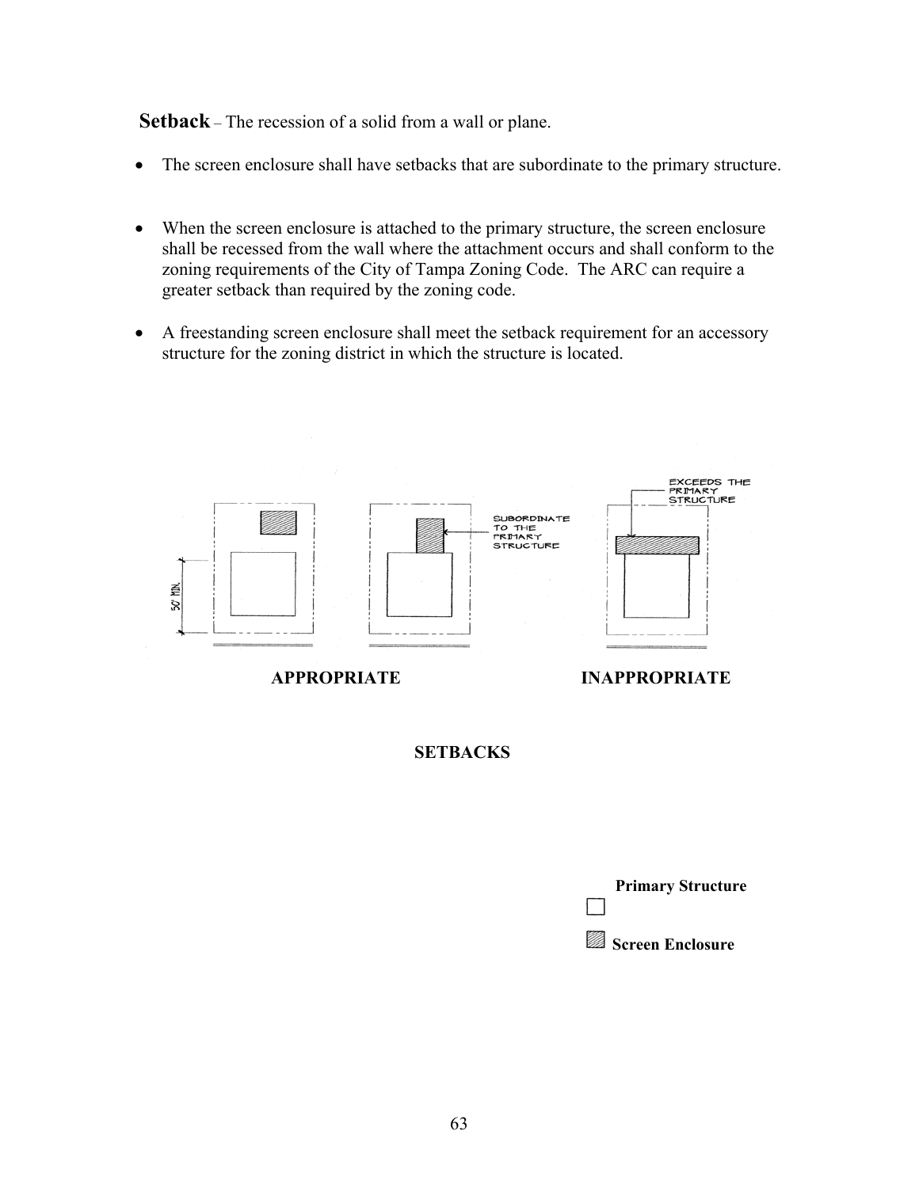**Setback** – The recession of a solid from a wall or plane.

- The screen enclosure shall have setbacks that are subordinate to the primary structure.

- When the screen enclosure is attached to the primary structure, the screen enclosure shall be recessed from the wall where the attachment occurs and shall conform to the zoning requirements of the City of Tampa Zoning Code. The ARC can require a greater setback than required by the zoning code.

- A freestanding screen enclosure shall meet the setback requirement for an accessory structure for the zoning district in which the structure is located.

SUBORDINATE TO THE PRIMARY STRUCTURE

EXCEEDS THE PRIMARY STRUCTURE

30' MIN.

**APPROPRIATE** **INAPPROPRIATE**

**SETBACKS**

**Primary Structure**

**Screen Enclosure**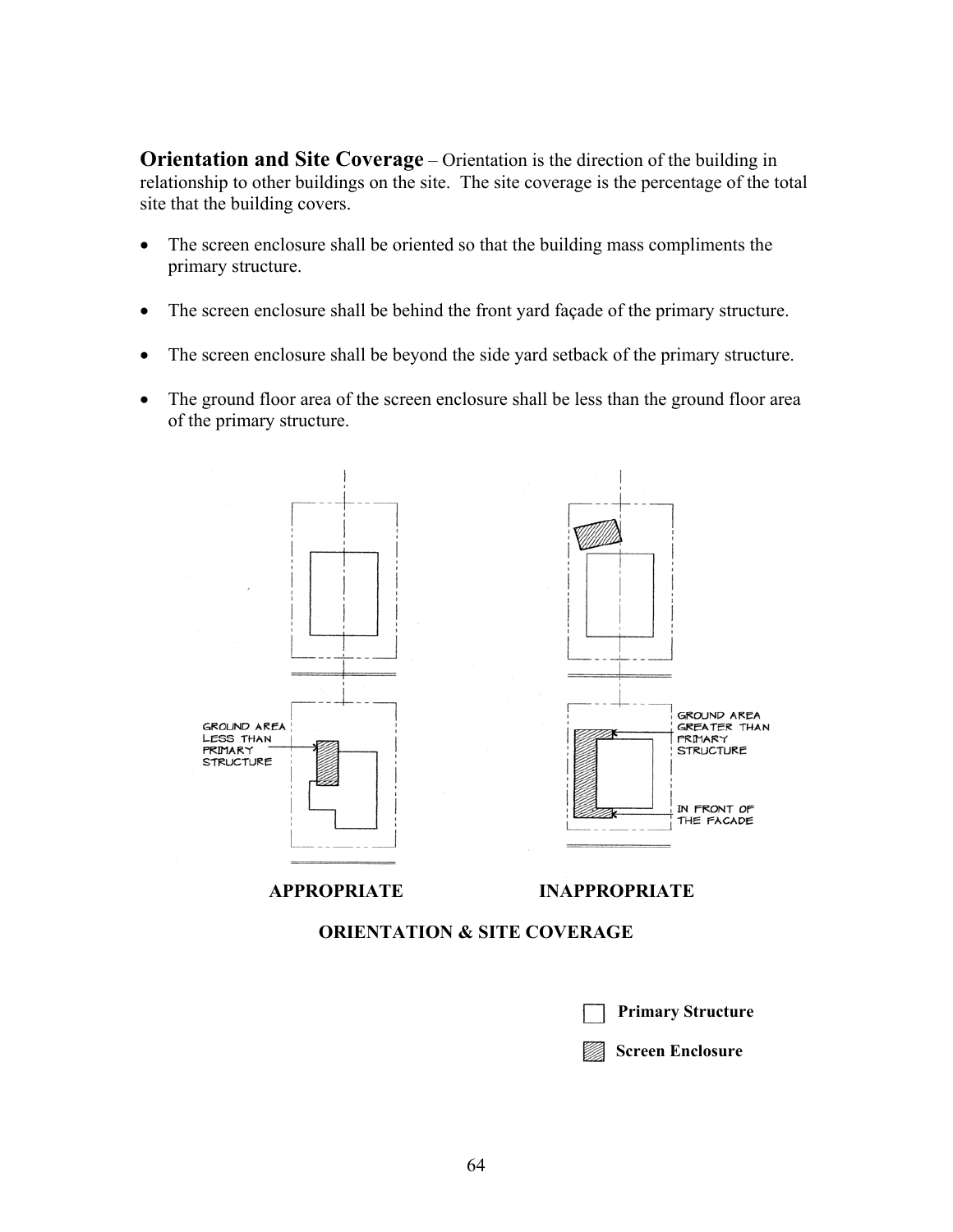**Orientation and Site Coverage** – Orientation is the direction of the building in relationship to other buildings on the site. The site coverage is the percentage of the total site that the building covers.

- The screen enclosure shall be oriented so that the building mass compliments the primary structure.
- The screen enclosure shall be behind the front yard façade of the primary structure.
- The screen enclosure shall be beyond the side yard setback of the primary structure.
- The ground floor area of the screen enclosure shall be less than the ground floor area of the primary structure.

GROUND AREA LESS THAN PRIMARY STRUCTURE

GROUND AREA GREATER THAN PRIMARY STRUCTURE

IN FRONT OF THE FACADE

**APPROPRIATE** **INAPPROPRIATE**

**ORIENTATION & SITE COVERAGE**

**Primary Structure**

**Screen Enclosure**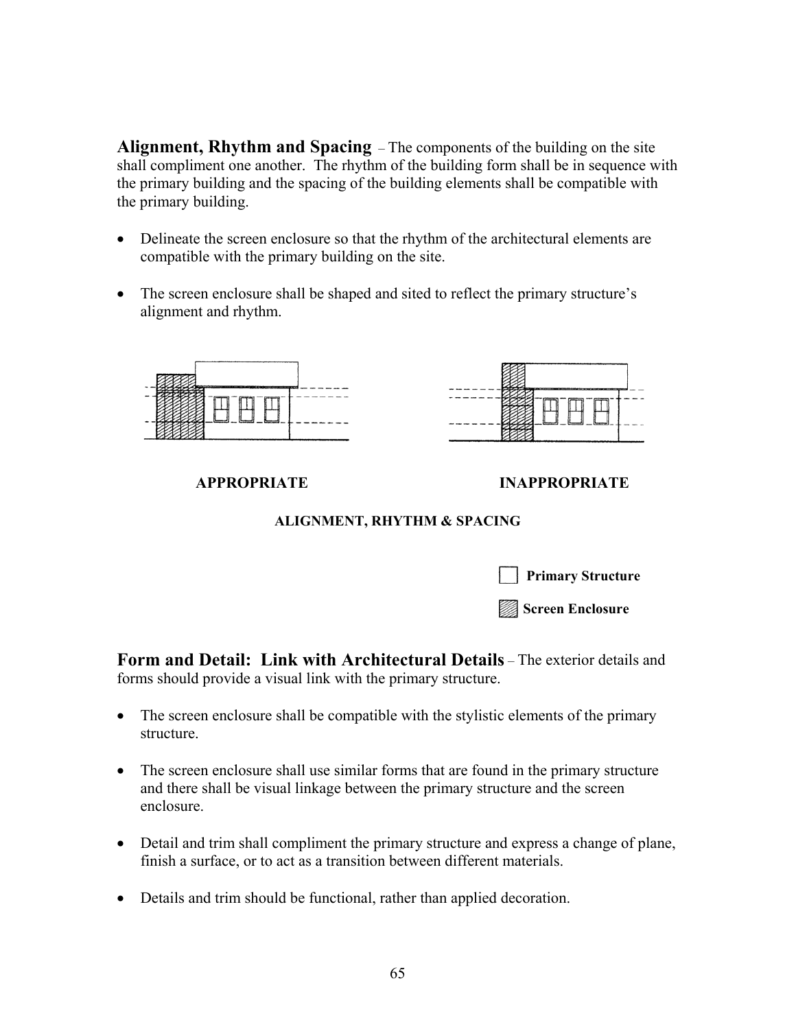**Alignment, Rhythm and Spacing** – The components of the building on the site shall compliment one another. The rhythm of the building form shall be in sequence with the primary building and the spacing of the building elements shall be compatible with the primary building.

- Delineate the screen enclosure so that the rhythm of the architectural elements are compatible with the primary building on the site.
- The screen enclosure shall be shaped and sited to reflect the primary structure's alignment and rhythm.

**APPROPRIATE** **INAPPROPRIATE**

**ALIGNMENT, RHYTHM & SPACING**

**Primary Structure**

**Screen Enclosure**

**Form and Detail: Link with Architectural Details** – The exterior details and forms should provide a visual link with the primary structure.

- The screen enclosure shall be compatible with the stylistic elements of the primary structure.
- The screen enclosure shall use similar forms that are found in the primary structure and there shall be visual linkage between the primary structure and the screen enclosure.
- Detail and trim shall compliment the primary structure and express a change of plane, finish a surface, or to act as a transition between different materials.
- Details and trim should be functional, rather than applied decoration.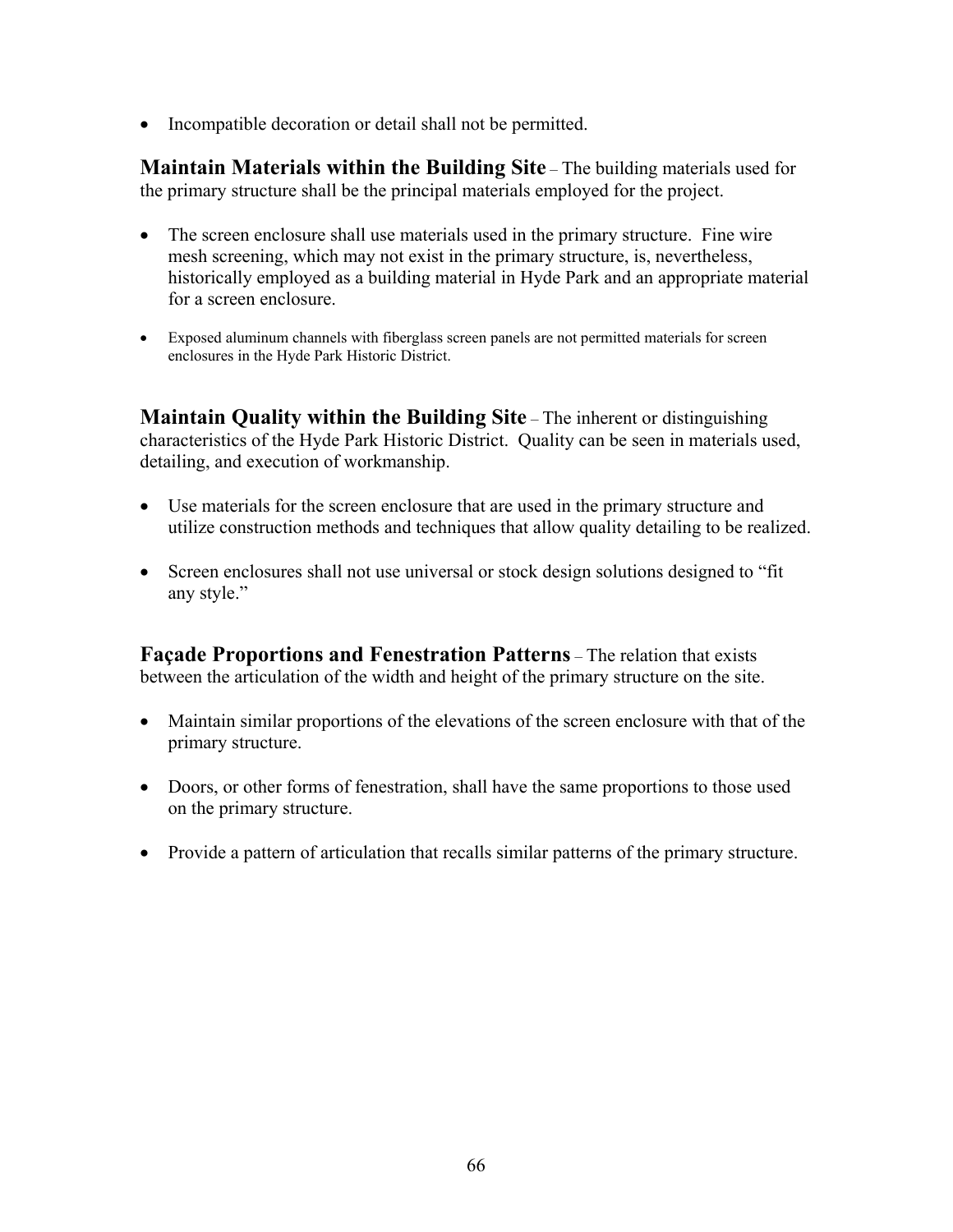- Incompatible decoration or detail shall not be permitted.

**Maintain Materials within the Building Site** – The building materials used for the primary structure shall be the principal materials employed for the project.

- The screen enclosure shall use materials used in the primary structure. Fine wire mesh screening, which may not exist in the primary structure, is, nevertheless, historically employed as a building material in Hyde Park and an appropriate material for a screen enclosure.

- Exposed aluminum channels with fiberglass screen panels are not permitted materials for screen enclosures in the Hyde Park Historic District.

**Maintain Quality within the Building Site** – The inherent or distinguishing characteristics of the Hyde Park Historic District. Quality can be seen in materials used, detailing, and execution of workmanship.

- Use materials for the screen enclosure that are used in the primary structure and utilize construction methods and techniques that allow quality detailing to be realized.

- Screen enclosures shall not use universal or stock design solutions designed to "fit any style."

**Façade Proportions and Fenestration Patterns** – The relation that exists between the articulation of the width and height of the primary structure on the site.

- Maintain similar proportions of the elevations of the screen enclosure with that of the primary structure.

- Doors, or other forms of fenestration, shall have the same proportions to those used on the primary structure.

- Provide a pattern of articulation that recalls similar patterns of the primary structure.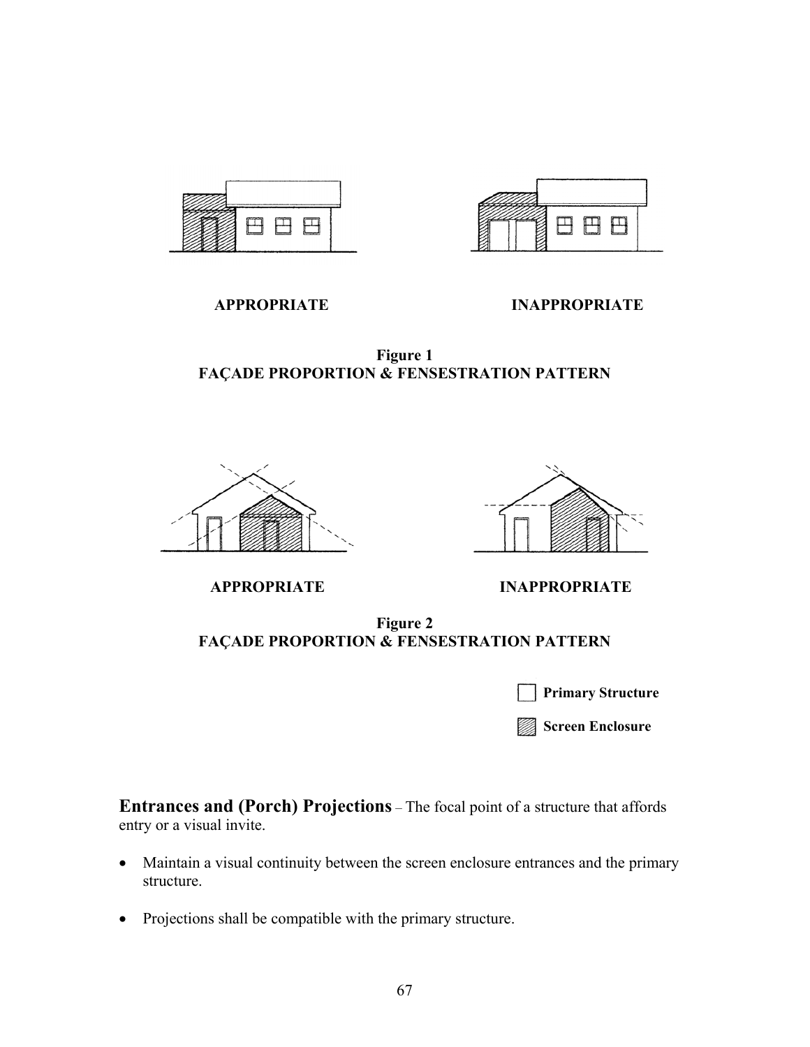APPROPRIATE

INAPPROPRIATE

**Figure 1**
**FAÇADE PROPORTION & FENSESTRATION PATTERN**

APPROPRIATE

INAPPROPRIATE

**Figure 2**
**FAÇADE PROPORTION & FENSESTRATION PATTERN**

Primary Structure

Screen Enclosure

## Entrances and (Porch) Projections

– The focal point of a structure that affords entry or a visual invite.

- Maintain a visual continuity between the screen enclosure entrances and the primary structure.
- Projections shall be compatible with the primary structure.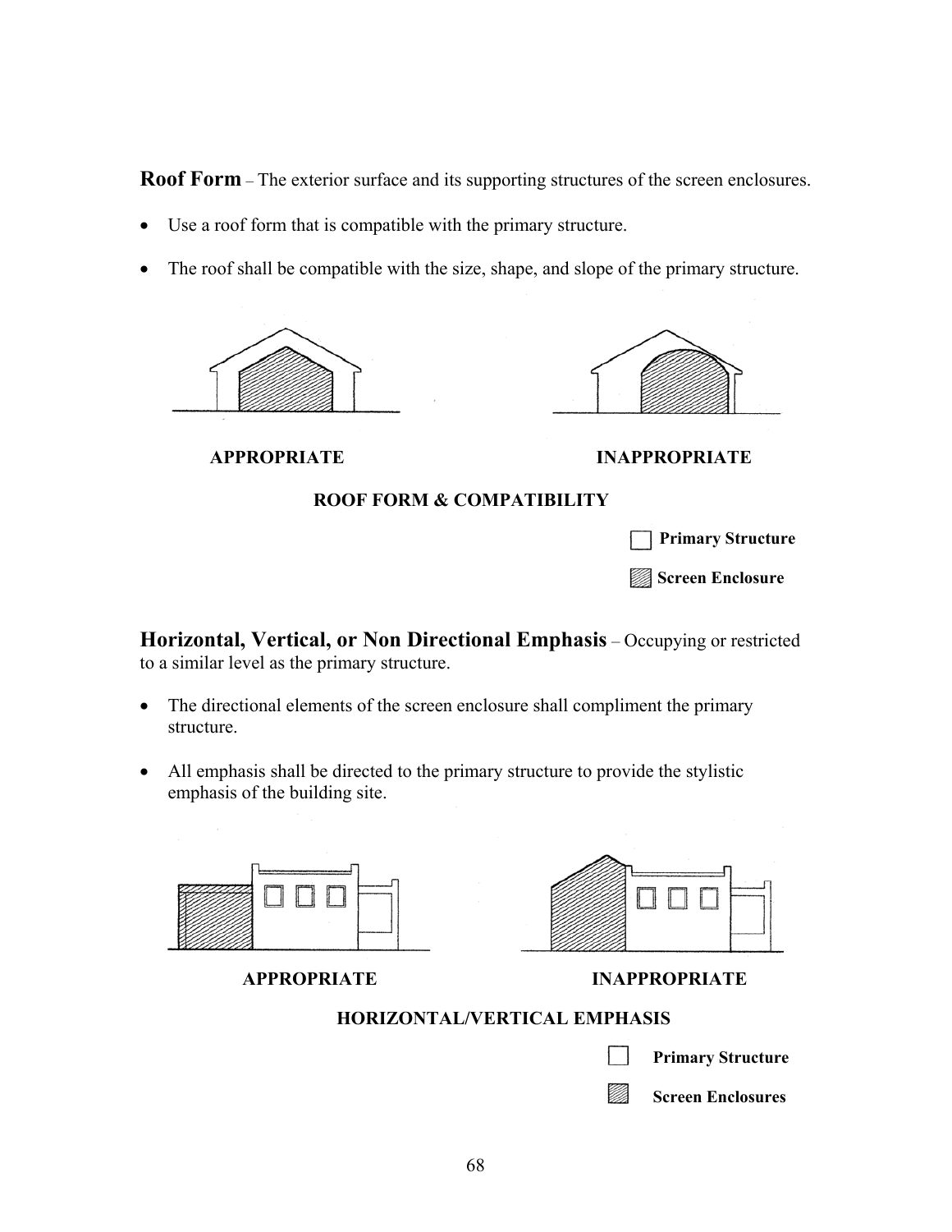**Roof Form** – The exterior surface and its supporting structures of the screen enclosures.

- Use a roof form that is compatible with the primary structure.
- The roof shall be compatible with the size, shape, and slope of the primary structure.

APPROPRIATE

INAPPROPRIATE

**ROOF FORM & COMPATIBILITY**

Primary Structure

Screen Enclosure

**Horizontal, Vertical, or Non Directional Emphasis** – Occupying or restricted to a similar level as the primary structure.

- The directional elements of the screen enclosure shall compliment the primary structure.
- All emphasis shall be directed to the primary structure to provide the stylistic emphasis of the building site.

APPROPRIATE

INAPPROPRIATE

**HORIZONTAL/VERTICAL EMPHASIS**

Primary Structure

Screen Enclosures